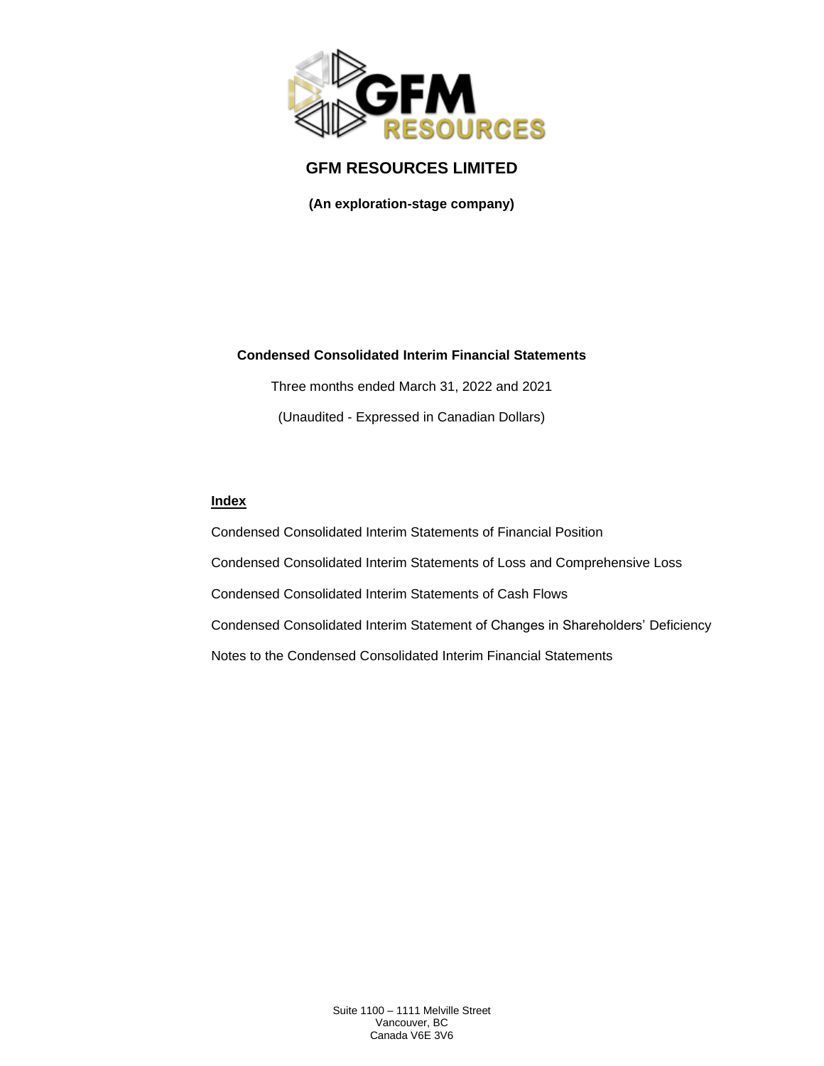# GFM RESOURCES LIMITED

**(An exploration-stage company)**

**Condensed Consolidated Interim Financial Statements**

Three months ended March 31, 2022 and 2021

(Unaudited - Expressed in Canadian Dollars)

**Index**

Condensed Consolidated Interim Statements of Financial Position

Condensed Consolidated Interim Statements of Loss and Comprehensive Loss

Condensed Consolidated Interim Statements of Cash Flows

Condensed Consolidated Interim Statement of Changes in Shareholders' Deficiency

Notes to the Condensed Consolidated Interim Financial Statements

Suite 1100 – 1111 Melville Street
Vancouver, BC
Canada V6E 3V6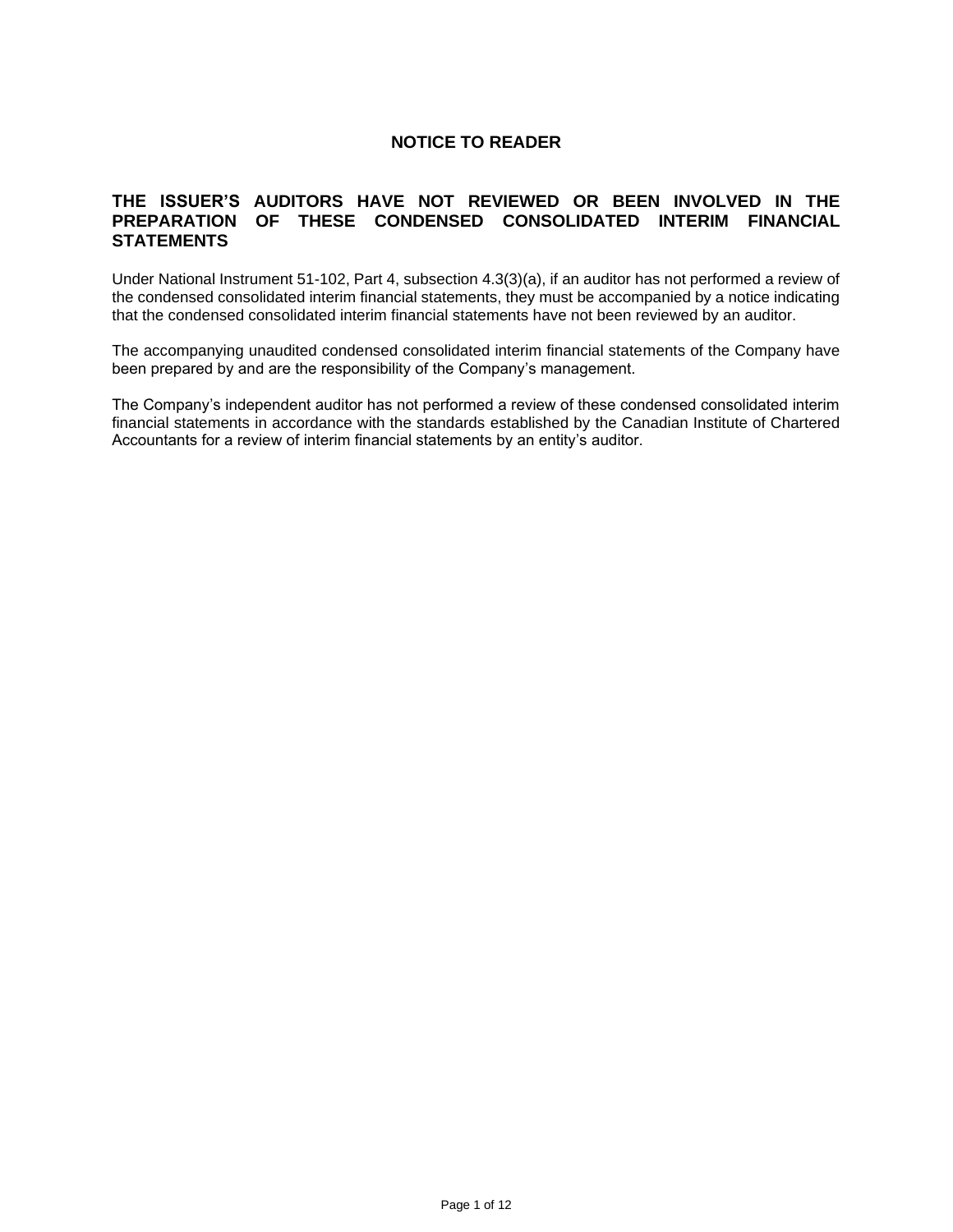# NOTICE TO READER

## THE ISSUER'S AUDITORS HAVE NOT REVIEWED OR BEEN INVOLVED IN THE PREPARATION OF THESE CONDENSED CONSOLIDATED INTERIM FINANCIAL STATEMENTS

Under National Instrument 51-102, Part 4, subsection 4.3(3)(a), if an auditor has not performed a review of the condensed consolidated interim financial statements, they must be accompanied by a notice indicating that the condensed consolidated interim financial statements have not been reviewed by an auditor.

The accompanying unaudited condensed consolidated interim financial statements of the Company have been prepared by and are the responsibility of the Company's management.

The Company's independent auditor has not performed a review of these condensed consolidated interim financial statements in accordance with the standards established by the Canadian Institute of Chartered Accountants for a review of interim financial statements by an entity's auditor.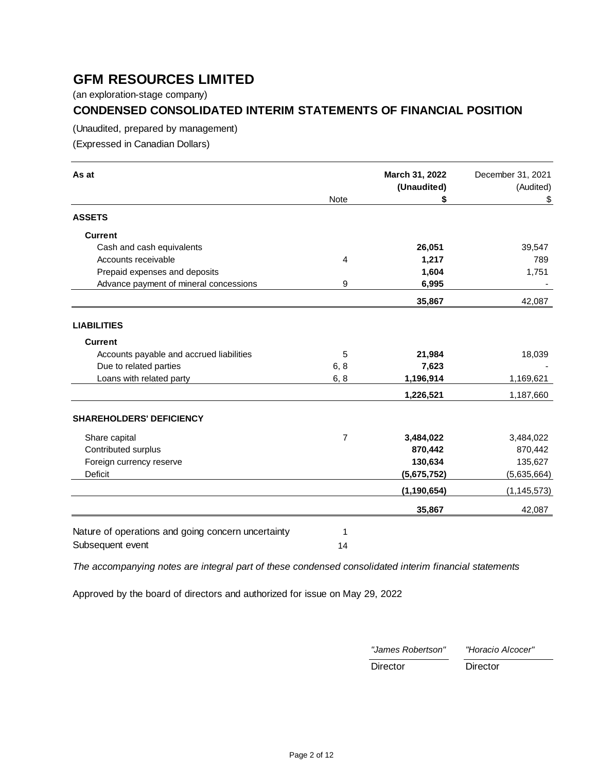# GFM RESOURCES LIMITED

(an exploration-stage company)

## CONDENSED CONSOLIDATED INTERIM STATEMENTS OF FINANCIAL POSITION

(Unaudited, prepared by management)

(Expressed in Canadian Dollars)

| As at | Note | **March 31, 2022 (Unaudited) $** | December 31, 2021 (Audited) $ |
|---|---|---|---|
| **ASSETS** | | | |
| **Current** | | | |
| Cash and cash equivalents | | **26,051** | 39,547 |
| Accounts receivable | 4 | **1,217** | 789 |
| Prepaid expenses and deposits | | **1,604** | 1,751 |
| Advance payment of mineral concessions | 9 | **6,995** | - |
| | | **35,867** | 42,087 |
| **LIABILITIES** | | | |
| **Current** | | | |
| Accounts payable and accrued liabilities | 5 | **21,984** | 18,039 |
| Due to related parties | 6, 8 | **7,623** | - |
| Loans with related party | 6, 8 | **1,196,914** | 1,169,621 |
| | | **1,226,521** | 1,187,660 |
| **SHAREHOLDERS' DEFICIENCY** | | | |
| Share capital | 7 | **3,484,022** | 3,484,022 |
| Contributed surplus | | **870,442** | 870,442 |
| Foreign currency reserve | | **130,634** | 135,627 |
| Deficit | | **(5,675,752)** | (5,635,664) |
| | | **(1,190,654)** | (1,145,573) |
| | | **35,867** | 42,087 |

Nature of operations and going concern uncertainty — 1

Subsequent event — 14

*The accompanying notes are integral part of these condensed consolidated interim financial statements*

Approved by the board of directors and authorized for issue on May 29, 2022

| *"James Robertson"* | *"Horacio Alcocer"* |
|---|---|
| Director | Director |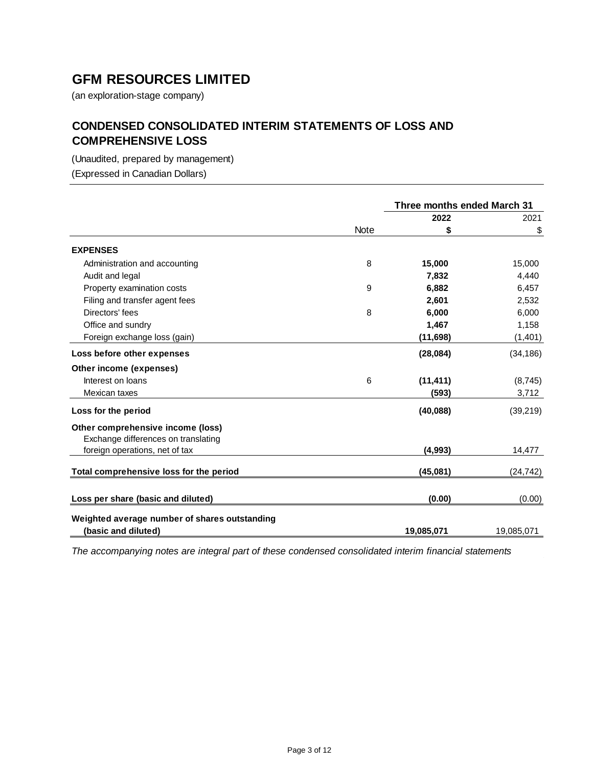# GFM RESOURCES LIMITED

(an exploration-stage company)

## CONDENSED CONSOLIDATED INTERIM STATEMENTS OF LOSS AND COMPREHENSIVE LOSS

(Unaudited, prepared by management)

(Expressed in Canadian Dollars)

| | | Three months ended March 31 | |
|---|---|---|---|
| | | **2022** | 2021 |
| | Note | **$** | $ |
| **EXPENSES** | | | |
| Administration and accounting | 8 | **15,000** | 15,000 |
| Audit and legal | | **7,832** | 4,440 |
| Property examination costs | 9 | **6,882** | 6,457 |
| Filing and transfer agent fees | | **2,601** | 2,532 |
| Directors' fees | 8 | **6,000** | 6,000 |
| Office and sundry | | **1,467** | 1,158 |
| Foreign exchange loss (gain) | | **(11,698)** | (1,401) |
| **Loss before other expenses** | | **(28,084)** | (34,186) |
| **Other income (expenses)** | | | |
| Interest on loans | 6 | **(11,411)** | (8,745) |
| Mexican taxes | | **(593)** | 3,712 |
| **Loss for the period** | | **(40,088)** | (39,219) |
| **Other comprehensive income (loss)** | | | |
| Exchange differences on translating foreign operations, net of tax | | **(4,993)** | 14,477 |
| **Total comprehensive loss for the period** | | **(45,081)** | (24,742) |
| **Loss per share (basic and diluted)** | | **(0.00)** | (0.00) |
| **Weighted average number of shares outstanding (basic and diluted)** | | **19,085,071** | 19,085,071 |

*The accompanying notes are integral part of these condensed consolidated interim financial statements*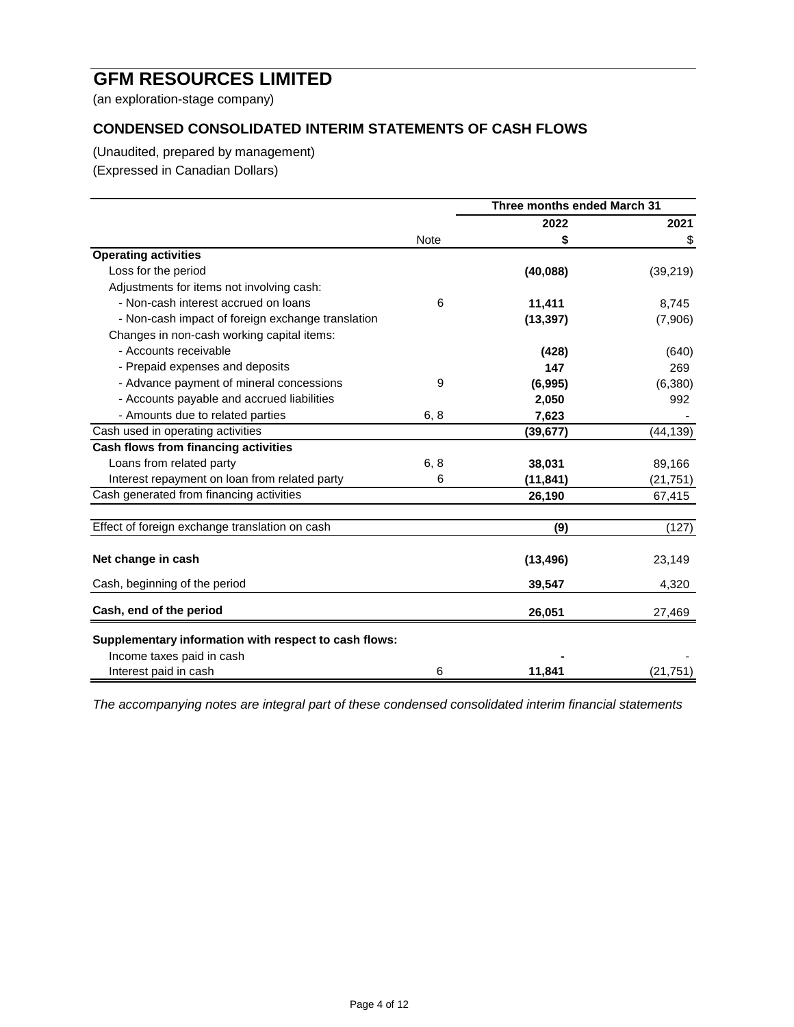# GFM RESOURCES LIMITED

(an exploration-stage company)

## CONDENSED CONSOLIDATED INTERIM STATEMENTS OF CASH FLOWS

(Unaudited, prepared by management)
(Expressed in Canadian Dollars)

| | | Three months ended March 31 | |
|---|---|---|---|
| | | **2022** | **2021** |
| | Note | **$** | $ |
| **Operating activities** | | | |
| Loss for the period | | **(40,088)** | (39,219) |
| Adjustments for items not involving cash: | | | |
| - Non-cash interest accrued on loans | 6 | **11,411** | 8,745 |
| - Non-cash impact of foreign exchange translation | | **(13,397)** | (7,906) |
| Changes in non-cash working capital items: | | | |
| - Accounts receivable | | **(428)** | (640) |
| - Prepaid expenses and deposits | | **147** | 269 |
| - Advance payment of mineral concessions | 9 | **(6,995)** | (6,380) |
| - Accounts payable and accrued liabilities | | **2,050** | 992 |
| - Amounts due to related parties | 6, 8 | **7,623** | - |
| Cash used in operating activities | | **(39,677)** | (44,139) |
| **Cash flows from financing activities** | | | |
| Loans from related party | 6, 8 | **38,031** | 89,166 |
| Interest repayment on loan from related party | 6 | **(11,841)** | (21,751) |
| Cash generated from financing activities | | **26,190** | 67,415 |
| Effect of foreign exchange translation on cash | | **(9)** | (127) |
| **Net change in cash** | | **(13,496)** | 23,149 |
| Cash, beginning of the period | | **39,547** | 4,320 |
| **Cash, end of the period** | | **26,051** | 27,469 |
| **Supplementary information with respect to cash flows:** | | | |
| Income taxes paid in cash | | **-** | - |
| Interest paid in cash | 6 | **11,841** | (21,751) |

*The accompanying notes are integral part of these condensed consolidated interim financial statements*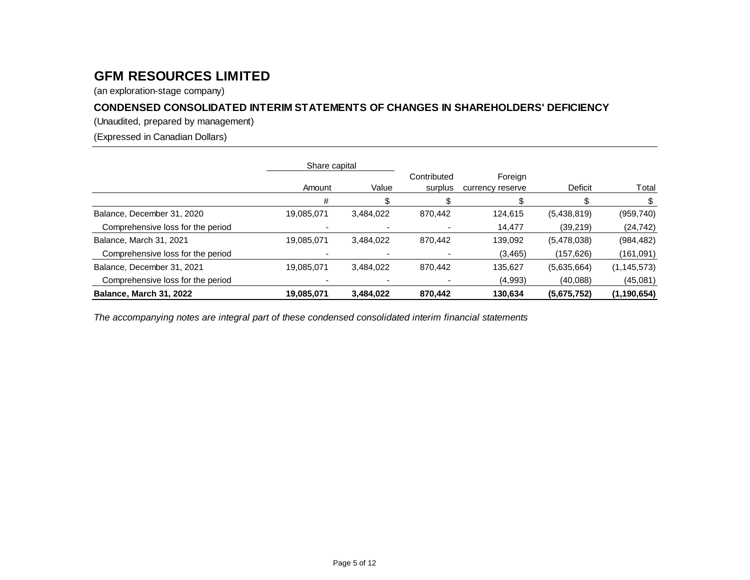# GFM RESOURCES LIMITED

(an exploration-stage company)

## CONDENSED CONSOLIDATED INTERIM STATEMENTS OF CHANGES IN SHAREHOLDERS' DEFICIENCY

(Unaudited, prepared by management)

(Expressed in Canadian Dollars)

| | Share capital | | | | | |
|---|---|---|---|---|---|---|
| | Amount | Value | Contributed surplus | Foreign currency reserve | Deficit | Total |
| | # | $ | $ | $ | $ | $ |
| Balance, December 31, 2020 | 19,085,071 | 3,484,022 | 870,442 | 124,615 | (5,438,819) | (959,740) |
| Comprehensive loss for the period | - | - | - | 14,477 | (39,219) | (24,742) |
| Balance, March 31, 2021 | 19,085,071 | 3,484,022 | 870,442 | 139,092 | (5,478,038) | (984,482) |
| Comprehensive loss for the period | - | - | - | (3,465) | (157,626) | (161,091) |
| Balance, December 31, 2021 | 19,085,071 | 3,484,022 | 870,442 | 135,627 | (5,635,664) | (1,145,573) |
| Comprehensive loss for the period | - | - | - | (4,993) | (40,088) | (45,081) |
| **Balance, March 31, 2022** | **19,085,071** | **3,484,022** | **870,442** | **130,634** | **(5,675,752)** | **(1,190,654)** |

*The accompanying notes are integral part of these condensed consolidated interim financial statements*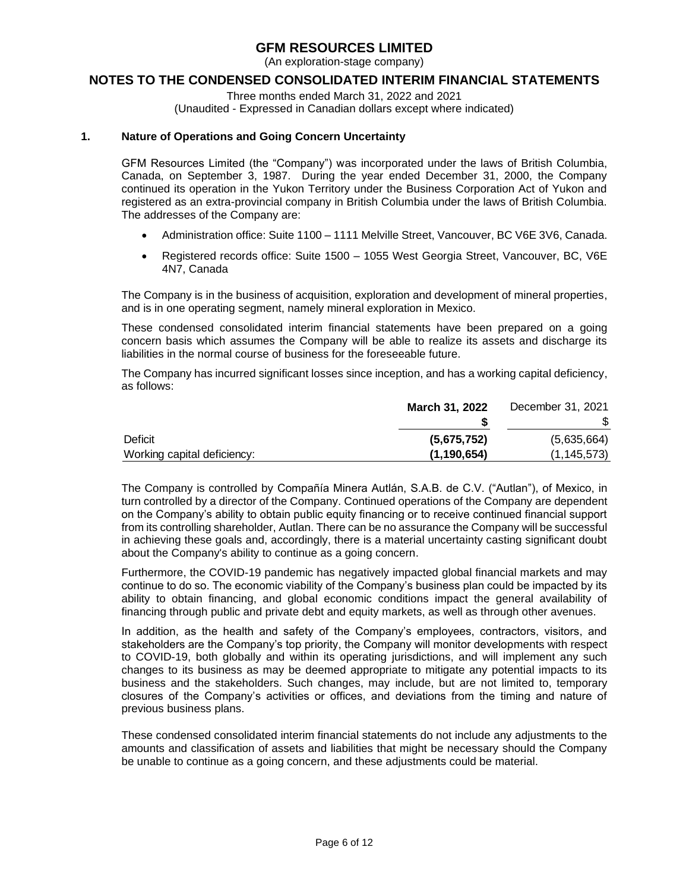# GFM RESOURCES LIMITED

(An exploration-stage company)

## NOTES TO THE CONDENSED CONSOLIDATED INTERIM FINANCIAL STATEMENTS

Three months ended March 31, 2022 and 2021

(Unaudited - Expressed in Canadian dollars except where indicated)

### 1. Nature of Operations and Going Concern Uncertainty

GFM Resources Limited (the "Company") was incorporated under the laws of British Columbia, Canada, on September 3, 1987. During the year ended December 31, 2000, the Company continued its operation in the Yukon Territory under the Business Corporation Act of Yukon and registered as an extra-provincial company in British Columbia under the laws of British Columbia. The addresses of the Company are:

- Administration office: Suite 1100 – 1111 Melville Street, Vancouver, BC V6E 3V6, Canada.
- Registered records office: Suite 1500 – 1055 West Georgia Street, Vancouver, BC, V6E 4N7, Canada

The Company is in the business of acquisition, exploration and development of mineral properties, and is in one operating segment, namely mineral exploration in Mexico.

These condensed consolidated interim financial statements have been prepared on a going concern basis which assumes the Company will be able to realize its assets and discharge its liabilities in the normal course of business for the foreseeable future.

The Company has incurred significant losses since inception, and has a working capital deficiency, as follows:

| | **March 31, 2022** | December 31, 2021 |
|---|---|---|
| | **$** | $ |
| Deficit | **(5,675,752)** | (5,635,664) |
| Working capital deficiency: | **(1,190,654)** | (1,145,573) |

The Company is controlled by Compañía Minera Autlán, S.A.B. de C.V. ("Autlan"), of Mexico, in turn controlled by a director of the Company. Continued operations of the Company are dependent on the Company's ability to obtain public equity financing or to receive continued financial support from its controlling shareholder, Autlan. There can be no assurance the Company will be successful in achieving these goals and, accordingly, there is a material uncertainty casting significant doubt about the Company's ability to continue as a going concern.

Furthermore, the COVID-19 pandemic has negatively impacted global financial markets and may continue to do so. The economic viability of the Company's business plan could be impacted by its ability to obtain financing, and global economic conditions impact the general availability of financing through public and private debt and equity markets, as well as through other avenues.

In addition, as the health and safety of the Company's employees, contractors, visitors, and stakeholders are the Company's top priority, the Company will monitor developments with respect to COVID-19, both globally and within its operating jurisdictions, and will implement any such changes to its business as may be deemed appropriate to mitigate any potential impacts to its business and the stakeholders. Such changes, may include, but are not limited to, temporary closures of the Company's activities or offices, and deviations from the timing and nature of previous business plans.

These condensed consolidated interim financial statements do not include any adjustments to the amounts and classification of assets and liabilities that might be necessary should the Company be unable to continue as a going concern, and these adjustments could be material.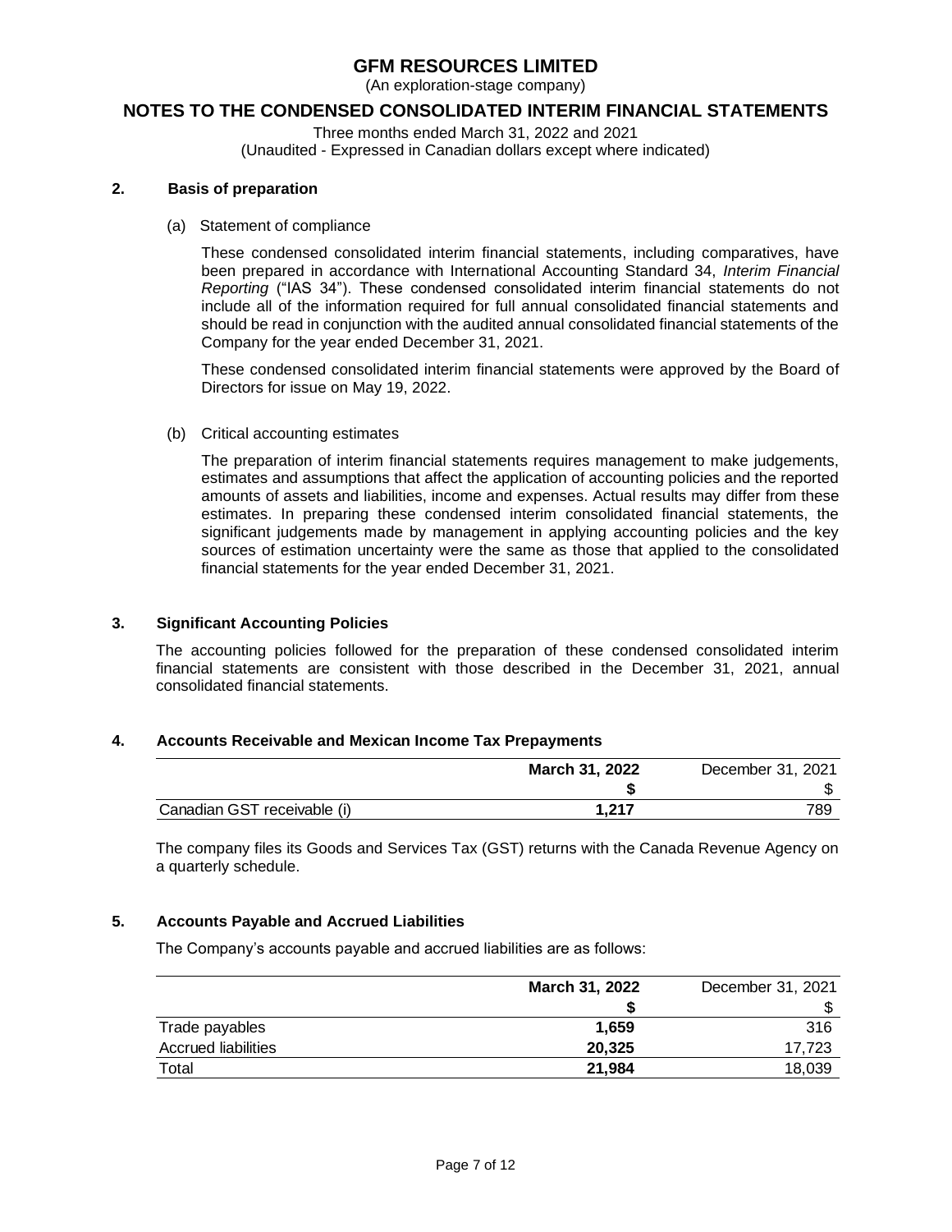## 2. Basis of preparation

(a) Statement of compliance

These condensed consolidated interim financial statements, including comparatives, have been prepared in accordance with International Accounting Standard 34, *Interim Financial Reporting* ("IAS 34"). These condensed consolidated interim financial statements do not include all of the information required for full annual consolidated financial statements and should be read in conjunction with the audited annual consolidated financial statements of the Company for the year ended December 31, 2021.

These condensed consolidated interim financial statements were approved by the Board of Directors for issue on May 19, 2022.

(b) Critical accounting estimates

The preparation of interim financial statements requires management to make judgements, estimates and assumptions that affect the application of accounting policies and the reported amounts of assets and liabilities, income and expenses. Actual results may differ from these estimates. In preparing these condensed interim consolidated financial statements, the significant judgements made by management in applying accounting policies and the key sources of estimation uncertainty were the same as those that applied to the consolidated financial statements for the year ended December 31, 2021.

## 3. Significant Accounting Policies

The accounting policies followed for the preparation of these condensed consolidated interim financial statements are consistent with those described in the December 31, 2021, annual consolidated financial statements.

## 4. Accounts Receivable and Mexican Income Tax Prepayments

| | **March 31, 2022** | December 31, 2021 |
|---|---|---|
| | **$** | $ |
| Canadian GST receivable (i) | **1,217** | 789 |

The company files its Goods and Services Tax (GST) returns with the Canada Revenue Agency on a quarterly schedule.

## 5. Accounts Payable and Accrued Liabilities

The Company's accounts payable and accrued liabilities are as follows:

| | **March 31, 2022** | December 31, 2021 |
|---|---|---|
| | **$** | $ |
| Trade payables | **1,659** | 316 |
| Accrued liabilities | **20,325** | 17,723 |
| Total | **21,984** | 18,039 |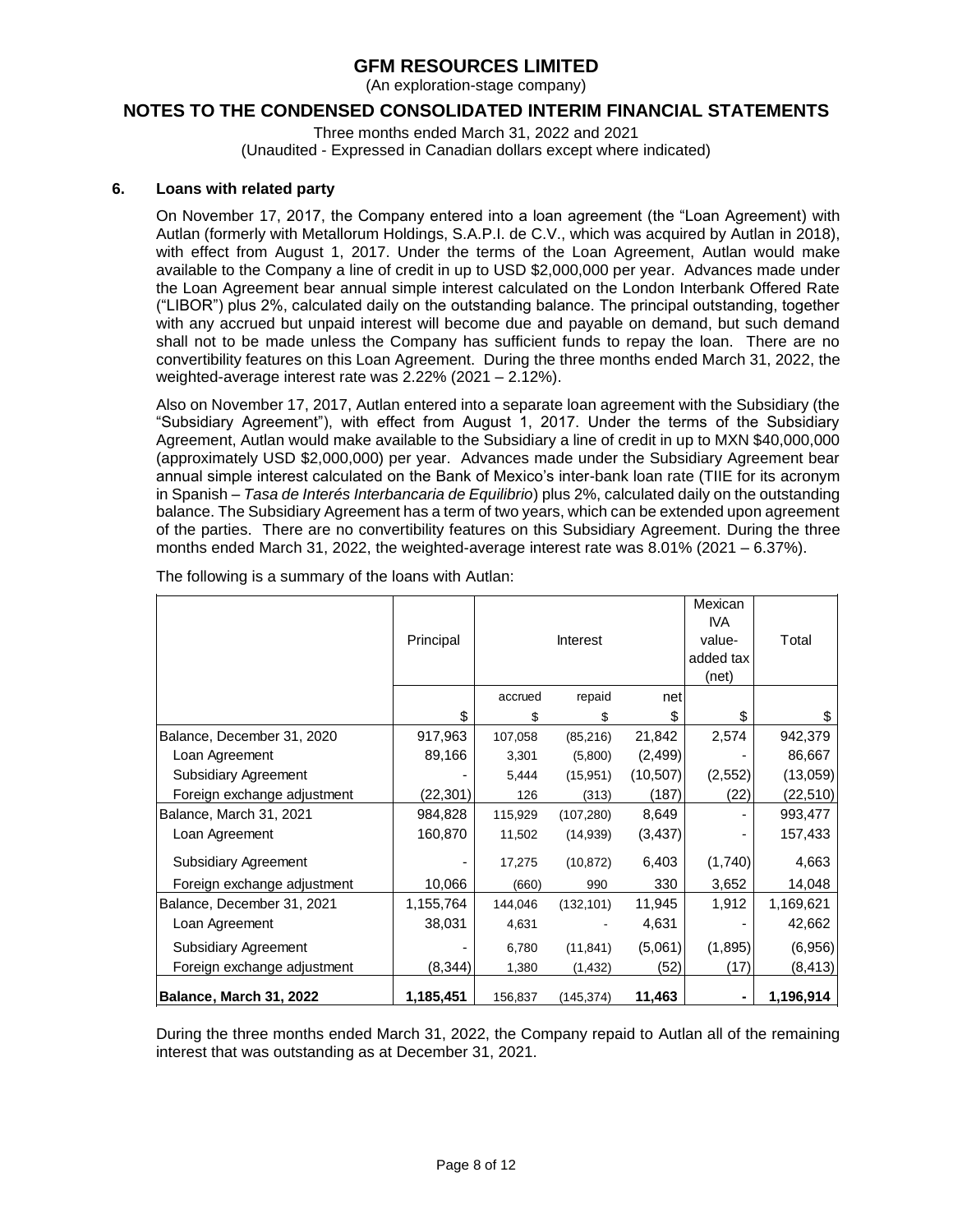## 6. Loans with related party

On November 17, 2017, the Company entered into a loan agreement (the "Loan Agreement) with Autlan (formerly with Metallorum Holdings, S.A.P.I. de C.V., which was acquired by Autlan in 2018), with effect from August 1, 2017. Under the terms of the Loan Agreement, Autlan would make available to the Company a line of credit in up to USD $2,000,000 per year. Advances made under the Loan Agreement bear annual simple interest calculated on the London Interbank Offered Rate ("LIBOR") plus 2%, calculated daily on the outstanding balance. The principal outstanding, together with any accrued but unpaid interest will become due and payable on demand, but such demand shall not to be made unless the Company has sufficient funds to repay the loan. There are no convertibility features on this Loan Agreement. During the three months ended March 31, 2022, the weighted-average interest rate was 2.22% (2021 – 2.12%).

Also on November 17, 2017, Autlan entered into a separate loan agreement with the Subsidiary (the "Subsidiary Agreement"), with effect from August 1, 2017. Under the terms of the Subsidiary Agreement, Autlan would make available to the Subsidiary a line of credit in up to MXN $40,000,000 (approximately USD $2,000,000) per year. Advances made under the Subsidiary Agreement bear annual simple interest calculated on the Bank of Mexico's inter-bank loan rate (TIIE for its acronym in Spanish – *Tasa de Interés Interbancaria de Equilibrio*) plus 2%, calculated daily on the outstanding balance. The Subsidiary Agreement has a term of two years, which can be extended upon agreement of the parties. There are no convertibility features on this Subsidiary Agreement. During the three months ended March 31, 2022, the weighted-average interest rate was 8.01% (2021 – 6.37%).

The following is a summary of the loans with Autlan:

| | Principal | Interest | | | Mexican IVA value-added tax (net) | Total |
|---|---|---|---|---|---|---|
| | | accrued | repaid | net | | |
| | $ | $ | $ | $ | $ | $ |
| Balance, December 31, 2020 | 917,963 | 107,058 | (85,216) | 21,842 | 2,574 | 942,379 |
| Loan Agreement | 89,166 | 3,301 | (5,800) | (2,499) | - | 86,667 |
| Subsidiary Agreement | - | 5,444 | (15,951) | (10,507) | (2,552) | (13,059) |
| Foreign exchange adjustment | (22,301) | 126 | (313) | (187) | (22) | (22,510) |
| Balance, March 31, 2021 | 984,828 | 115,929 | (107,280) | 8,649 | - | 993,477 |
| Loan Agreement | 160,870 | 11,502 | (14,939) | (3,437) | - | 157,433 |
| Subsidiary Agreement | - | 17,275 | (10,872) | 6,403 | (1,740) | 4,663 |
| Foreign exchange adjustment | 10,066 | (660) | 990 | 330 | 3,652 | 14,048 |
| Balance, December 31, 2021 | 1,155,764 | 144,046 | (132,101) | 11,945 | 1,912 | 1,169,621 |
| Loan Agreement | 38,031 | 4,631 | - | 4,631 | - | 42,662 |
| Subsidiary Agreement | - | 6,780 | (11,841) | (5,061) | (1,895) | (6,956) |
| Foreign exchange adjustment | (8,344) | 1,380 | (1,432) | (52) | (17) | (8,413) |
| **Balance, March 31, 2022** | **1,185,451** | 156,837 | (145,374) | **11,463** | **-** | **1,196,914** |

During the three months ended March 31, 2022, the Company repaid to Autlan all of the remaining interest that was outstanding as at December 31, 2021.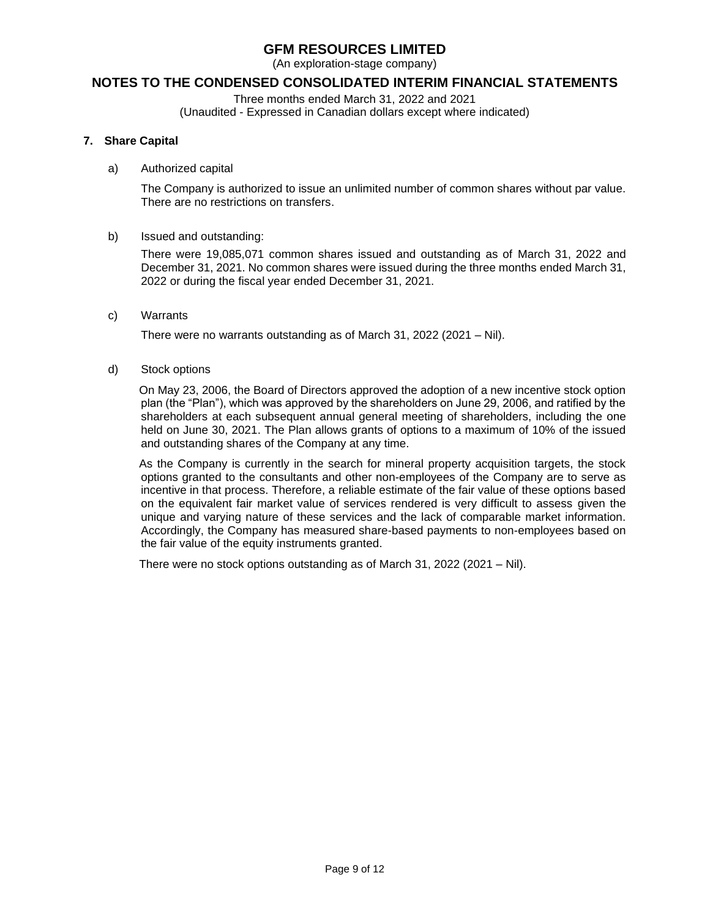## 7. Share Capital

a) Authorized capital

The Company is authorized to issue an unlimited number of common shares without par value. There are no restrictions on transfers.

b) Issued and outstanding:

There were 19,085,071 common shares issued and outstanding as of March 31, 2022 and December 31, 2021. No common shares were issued during the three months ended March 31, 2022 or during the fiscal year ended December 31, 2021.

c) Warrants

There were no warrants outstanding as of March 31, 2022 (2021 – Nil).

d) Stock options

On May 23, 2006, the Board of Directors approved the adoption of a new incentive stock option plan (the "Plan"), which was approved by the shareholders on June 29, 2006, and ratified by the shareholders at each subsequent annual general meeting of shareholders, including the one held on June 30, 2021. The Plan allows grants of options to a maximum of 10% of the issued and outstanding shares of the Company at any time.

As the Company is currently in the search for mineral property acquisition targets, the stock options granted to the consultants and other non-employees of the Company are to serve as incentive in that process. Therefore, a reliable estimate of the fair value of these options based on the equivalent fair market value of services rendered is very difficult to assess given the unique and varying nature of these services and the lack of comparable market information. Accordingly, the Company has measured share-based payments to non-employees based on the fair value of the equity instruments granted.

There were no stock options outstanding as of March 31, 2022 (2021 – Nil).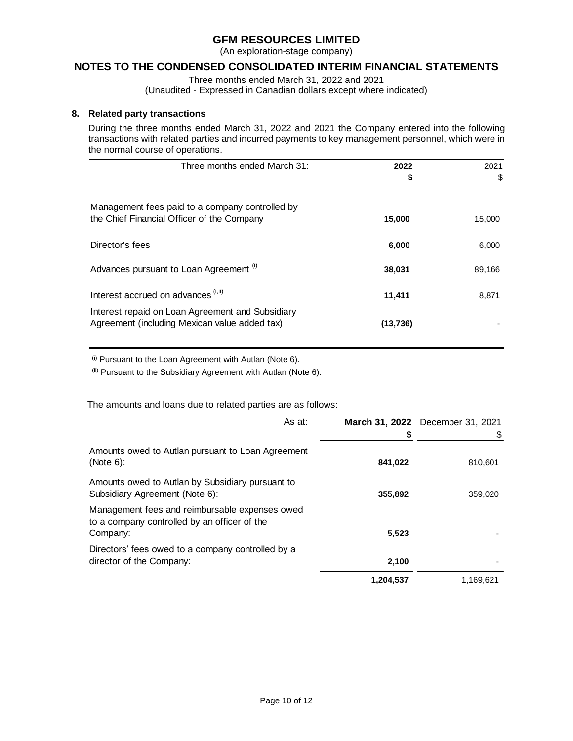# GFM RESOURCES LIMITED

(An exploration-stage company)

## NOTES TO THE CONDENSED CONSOLIDATED INTERIM FINANCIAL STATEMENTS

Three months ended March 31, 2022 and 2021

(Unaudited - Expressed in Canadian dollars except where indicated)

### 8. Related party transactions

During the three months ended March 31, 2022 and 2021 the Company entered into the following transactions with related parties and incurred payments to key management personnel, which were in the normal course of operations.

| Three months ended March 31: | **2022** | 2021 |
|---|---|---|
| | **$** | $ |
| Management fees paid to a company controlled by the Chief Financial Officer of the Company | **15,000** | 15,000 |
| Director's fees | **6,000** | 6,000 |
| Advances pursuant to Loan Agreement [(i)] | **38,031** | 89,166 |
| Interest accrued on advances [(i,ii)] | **11,411** | 8,871 |
| Interest repaid on Loan Agreement and Subsidiary Agreement (including Mexican value added tax) | **(13,736)** | - |

[(i)] Pursuant to the Loan Agreement with Autlan (Note 6).

[(ii)] Pursuant to the Subsidiary Agreement with Autlan (Note 6).

The amounts and loans due to related parties are as follows:

| As at: | **March 31, 2022** | December 31, 2021 |
|---|---|---|
| | **$** | $ |
| Amounts owed to Autlan pursuant to Loan Agreement (Note 6): | **841,022** | 810,601 |
| Amounts owed to Autlan by Subsidiary pursuant to Subsidiary Agreement (Note 6): | **355,892** | 359,020 |
| Management fees and reimbursable expenses owed to a company controlled by an officer of the Company: | **5,523** | - |
| Directors' fees owed to a company controlled by a director of the Company: | **2,100** | - |
| | **1,204,537** | 1,169,621 |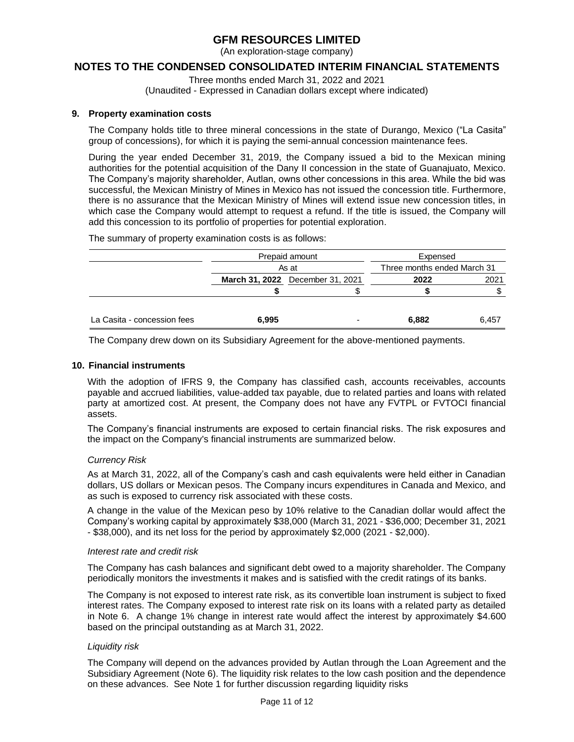## 9. Property examination costs

The Company holds title to three mineral concessions in the state of Durango, Mexico ("La Casita" group of concessions), for which it is paying the semi-annual concession maintenance fees.

During the year ended December 31, 2019, the Company issued a bid to the Mexican mining authorities for the potential acquisition of the Dany II concession in the state of Guanajuato, Mexico. The Company's majority shareholder, Autlan, owns other concessions in this area. While the bid was successful, the Mexican Ministry of Mines in Mexico has not issued the concession title. Furthermore, there is no assurance that the Mexican Ministry of Mines will extend issue new concession titles, in which case the Company would attempt to request a refund. If the title is issued, the Company will add this concession to its portfolio of properties for potential exploration.

The summary of property examination costs is as follows:

| | Prepaid amount | | Expensed | |
|---|---|---|---|---|
| | As at | | Three months ended March 31 | |
| | **March 31, 2022** | December 31, 2021 | **2022** | 2021 |
| | **$** | $ | **$** | $ |
| La Casita - concession fees | **6,995** | - | **6,882** | 6,457 |

The Company drew down on its Subsidiary Agreement for the above-mentioned payments.

## 10. Financial instruments

With the adoption of IFRS 9, the Company has classified cash, accounts receivables, accounts payable and accrued liabilities, value-added tax payable, due to related parties and loans with related party at amortized cost. At present, the Company does not have any FVTPL or FVTOCI financial assets.

The Company's financial instruments are exposed to certain financial risks. The risk exposures and the impact on the Company's financial instruments are summarized below.

*Currency Risk*

As at March 31, 2022, all of the Company's cash and cash equivalents were held either in Canadian dollars, US dollars or Mexican pesos. The Company incurs expenditures in Canada and Mexico, and as such is exposed to currency risk associated with these costs.

A change in the value of the Mexican peso by 10% relative to the Canadian dollar would affect the Company's working capital by approximately $38,000 (March 31, 2021 - $36,000; December 31, 2021 - $38,000), and its net loss for the period by approximately $2,000 (2021 - $2,000).

*Interest rate and credit risk*

The Company has cash balances and significant debt owed to a majority shareholder. The Company periodically monitors the investments it makes and is satisfied with the credit ratings of its banks.

The Company is not exposed to interest rate risk, as its convertible loan instrument is subject to fixed interest rates. The Company exposed to interest rate risk on its loans with a related party as detailed in Note 6. A change 1% change in interest rate would affect the interest by approximately $4.600 based on the principal outstanding as at March 31, 2022.

*Liquidity risk*

The Company will depend on the advances provided by Autlan through the Loan Agreement and the Subsidiary Agreement (Note 6). The liquidity risk relates to the low cash position and the dependence on these advances. See Note 1 for further discussion regarding liquidity risks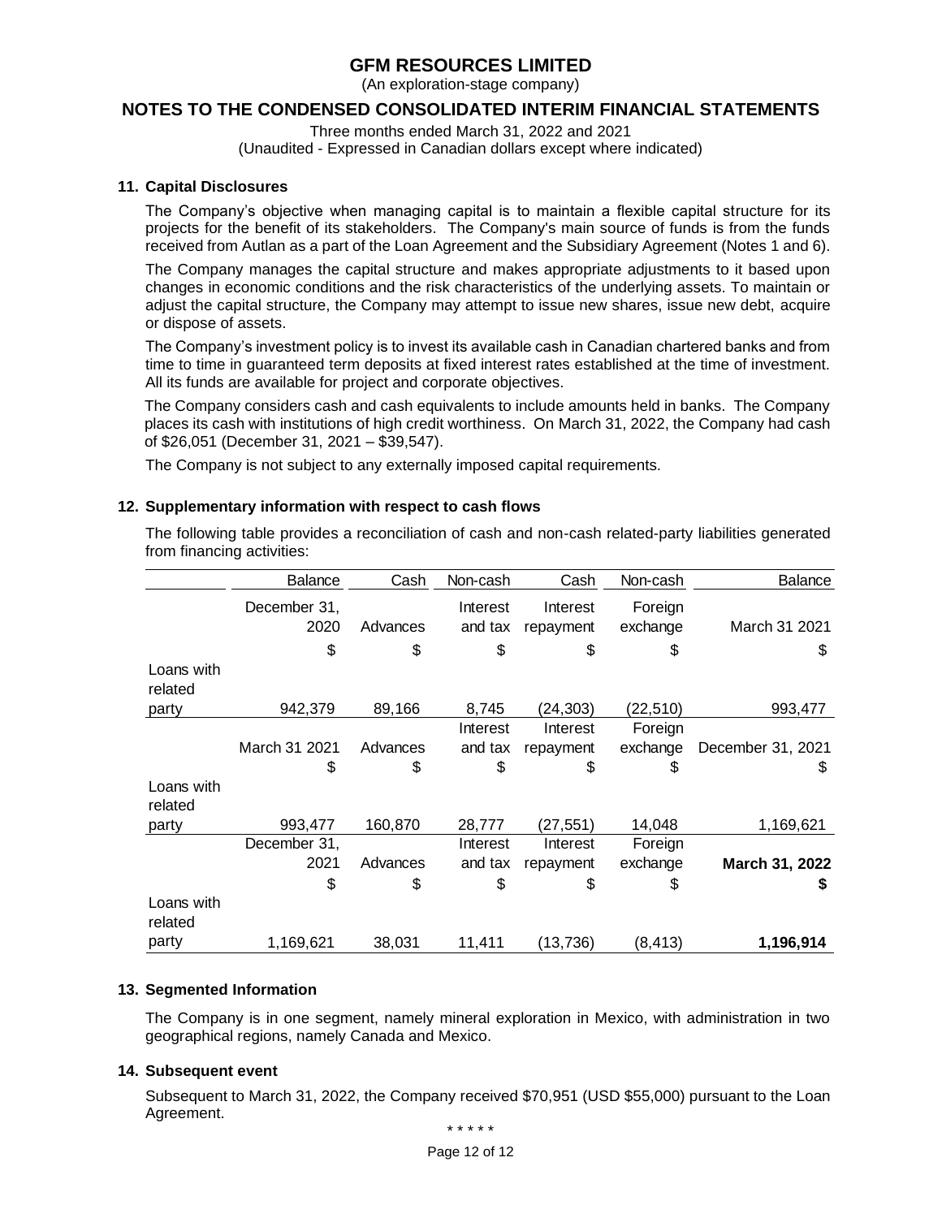## 11. Capital Disclosures

The Company's objective when managing capital is to maintain a flexible capital structure for its projects for the benefit of its stakeholders. The Company's main source of funds is from the funds received from Autlan as a part of the Loan Agreement and the Subsidiary Agreement (Notes 1 and 6).

The Company manages the capital structure and makes appropriate adjustments to it based upon changes in economic conditions and the risk characteristics of the underlying assets. To maintain or adjust the capital structure, the Company may attempt to issue new shares, issue new debt, acquire or dispose of assets.

The Company's investment policy is to invest its available cash in Canadian chartered banks and from time to time in guaranteed term deposits at fixed interest rates established at the time of investment. All its funds are available for project and corporate objectives.

The Company considers cash and cash equivalents to include amounts held in banks. The Company places its cash with institutions of high credit worthiness. On March 31, 2022, the Company had cash of $26,051 (December 31, 2021 – $39,547).

The Company is not subject to any externally imposed capital requirements.

## 12. Supplementary information with respect to cash flows

The following table provides a reconciliation of cash and non-cash related-party liabilities generated from financing activities:

| | Balance | Cash | Non-cash | Cash | Non-cash | Balance |
|---|---|---|---|---|---|---|
| | December 31, 2020 | Advances | Interest and tax | Interest repayment | Foreign exchange | March 31 2021 |
| | $ | $ | $ | $ | $ | $ |
| Loans with related party | 942,379 | 89,166 | 8,745 | (24,303) | (22,510) | 993,477 |
| | March 31 2021 | Advances | Interest and tax | Interest repayment | Foreign exchange | December 31, 2021 |
| | $ | $ | $ | $ | $ | $ |
| Loans with related party | 993,477 | 160,870 | 28,777 | (27,551) | 14,048 | 1,169,621 |
| | December 31, 2021 | Advances | Interest and tax | Interest repayment | Foreign exchange | **March 31, 2022** |
| | $ | $ | $ | $ | $ | **$** |
| Loans with related party | 1,169,621 | 38,031 | 11,411 | (13,736) | (8,413) | **1,196,914** |

## 13. Segmented Information

The Company is in one segment, namely mineral exploration in Mexico, with administration in two geographical regions, namely Canada and Mexico.

## 14. Subsequent event

Subsequent to March 31, 2022, the Company received $70,951 (USD $55,000) pursuant to the Loan Agreement.

\* \* \* \* \*